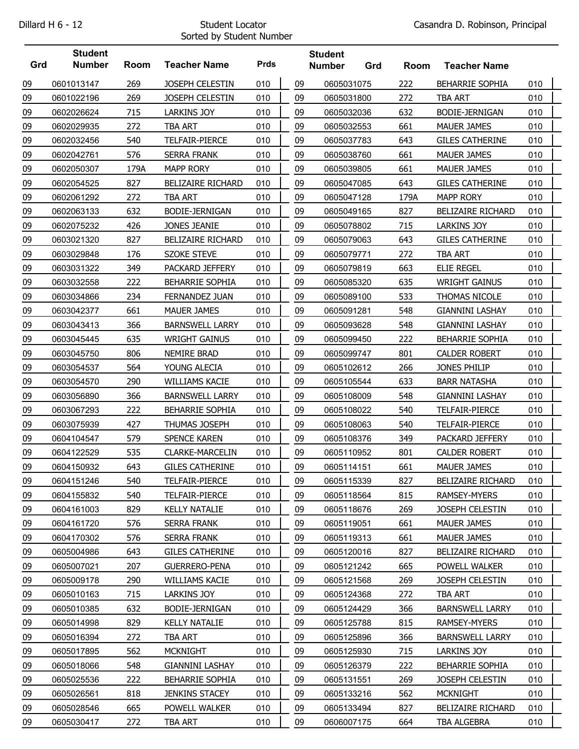Dillard H 6 - 12

Student Locator
Sorted by Student Number

Casandra D. Robinson, Principal

| Grd | Student Number | Room | Teacher Name | Prds |
|---|---|---|---|---|
| 09 | 0601013147 | 269 | JOSEPH CELESTIN | 010 |
| 09 | 0601022196 | 269 | JOSEPH CELESTIN | 010 |
| 09 | 0602026624 | 715 | LARKINS JOY | 010 |
| 09 | 0602029935 | 272 | TBA ART | 010 |
| 09 | 0602032456 | 540 | TELFAIR-PIERCE | 010 |
| 09 | 0602042761 | 576 | SERRA FRANK | 010 |
| 09 | 0602050307 | 179A | MAPP RORY | 010 |
| 09 | 0602054525 | 827 | BELIZAIRE RICHARD | 010 |
| 09 | 0602061292 | 272 | TBA ART | 010 |
| 09 | 0602063133 | 632 | BODIE-JERNIGAN | 010 |
| 09 | 0602075232 | 426 | JONES JEANIE | 010 |
| 09 | 0603021320 | 827 | BELIZAIRE RICHARD | 010 |
| 09 | 0603029848 | 176 | SZOKE STEVE | 010 |
| 09 | 0603031322 | 349 | PACKARD JEFFERY | 010 |
| 09 | 0603032558 | 222 | BEHARRIE SOPHIA | 010 |
| 09 | 0603034866 | 234 | FERNANDEZ JUAN | 010 |
| 09 | 0603042377 | 661 | MAUER JAMES | 010 |
| 09 | 0603043413 | 366 | BARNSWELL LARRY | 010 |
| 09 | 0603045445 | 635 | WRIGHT GAINUS | 010 |
| 09 | 0603045750 | 806 | NEMIRE BRAD | 010 |
| 09 | 0603054537 | 564 | YOUNG ALECIA | 010 |
| 09 | 0603054570 | 290 | WILLIAMS KACIE | 010 |
| 09 | 0603056890 | 366 | BARNSWELL LARRY | 010 |
| 09 | 0603067293 | 222 | BEHARRIE SOPHIA | 010 |
| 09 | 0603075939 | 427 | THUMAS JOSEPH | 010 |
| 09 | 0604104547 | 579 | SPENCE KAREN | 010 |
| 09 | 0604122529 | 535 | CLARKE-MARCELIN | 010 |
| 09 | 0604150932 | 643 | GILES CATHERINE | 010 |
| 09 | 0604151246 | 540 | TELFAIR-PIERCE | 010 |
| 09 | 0604155832 | 540 | TELFAIR-PIERCE | 010 |
| 09 | 0604161003 | 829 | KELLY NATALIE | 010 |
| 09 | 0604161720 | 576 | SERRA FRANK | 010 |
| 09 | 0604170302 | 576 | SERRA FRANK | 010 |
| 09 | 0605004986 | 643 | GILES CATHERINE | 010 |
| 09 | 0605007021 | 207 | GUERRERO-PENA | 010 |
| 09 | 0605009178 | 290 | WILLIAMS KACIE | 010 |
| 09 | 0605010163 | 715 | LARKINS JOY | 010 |
| 09 | 0605010385 | 632 | BODIE-JERNIGAN | 010 |
| 09 | 0605014998 | 829 | KELLY NATALIE | 010 |
| 09 | 0605016394 | 272 | TBA ART | 010 |
| 09 | 0605017895 | 562 | MCKNIGHT | 010 |
| 09 | 0605018066 | 548 | GIANNINI LASHAY | 010 |
| 09 | 0605025536 | 222 | BEHARRIE SOPHIA | 010 |
| 09 | 0605026561 | 818 | JENKINS STACEY | 010 |
| 09 | 0605028546 | 665 | POWELL WALKER | 010 |
| 09 | 0605030417 | 272 | TBA ART | 010 |
| 09 | 0605031075 | 222 | BEHARRIE SOPHIA | 010 |
| 09 | 0605031800 | 272 | TBA ART | 010 |
| 09 | 0605032036 | 632 | BODIE-JERNIGAN | 010 |
| 09 | 0605032553 | 661 | MAUER JAMES | 010 |
| 09 | 0605037783 | 643 | GILES CATHERINE | 010 |
| 09 | 0605038760 | 661 | MAUER JAMES | 010 |
| 09 | 0605039805 | 661 | MAUER JAMES | 010 |
| 09 | 0605047085 | 643 | GILES CATHERINE | 010 |
| 09 | 0605047128 | 179A | MAPP RORY | 010 |
| 09 | 0605049165 | 827 | BELIZAIRE RICHARD | 010 |
| 09 | 0605078802 | 715 | LARKINS JOY | 010 |
| 09 | 0605079063 | 643 | GILES CATHERINE | 010 |
| 09 | 0605079771 | 272 | TBA ART | 010 |
| 09 | 0605079819 | 663 | ELIE REGEL | 010 |
| 09 | 0605085320 | 635 | WRIGHT GAINUS | 010 |
| 09 | 0605089100 | 533 | THOMAS NICOLE | 010 |
| 09 | 0605091281 | 548 | GIANNINI LASHAY | 010 |
| 09 | 0605093628 | 548 | GIANNINI LASHAY | 010 |
| 09 | 0605099450 | 222 | BEHARRIE SOPHIA | 010 |
| 09 | 0605099747 | 801 | CALDER ROBERT | 010 |
| 09 | 0605102612 | 266 | JONES PHILIP | 010 |
| 09 | 0605105544 | 633 | BARR NATASHA | 010 |
| 09 | 0605108009 | 548 | GIANNINI LASHAY | 010 |
| 09 | 0605108022 | 540 | TELFAIR-PIERCE | 010 |
| 09 | 0605108063 | 540 | TELFAIR-PIERCE | 010 |
| 09 | 0605108376 | 349 | PACKARD JEFFERY | 010 |
| 09 | 0605110952 | 801 | CALDER ROBERT | 010 |
| 09 | 0605114151 | 661 | MAUER JAMES | 010 |
| 09 | 0605115339 | 827 | BELIZAIRE RICHARD | 010 |
| 09 | 0605118564 | 815 | RAMSEY-MYERS | 010 |
| 09 | 0605118676 | 269 | JOSEPH CELESTIN | 010 |
| 09 | 0605119051 | 661 | MAUER JAMES | 010 |
| 09 | 0605119313 | 661 | MAUER JAMES | 010 |
| 09 | 0605120016 | 827 | BELIZAIRE RICHARD | 010 |
| 09 | 0605121242 | 665 | POWELL WALKER | 010 |
| 09 | 0605121568 | 269 | JOSEPH CELESTIN | 010 |
| 09 | 0605124368 | 272 | TBA ART | 010 |
| 09 | 0605124429 | 366 | BARNSWELL LARRY | 010 |
| 09 | 0605125788 | 815 | RAMSEY-MYERS | 010 |
| 09 | 0605125896 | 366 | BARNSWELL LARRY | 010 |
| 09 | 0605125930 | 715 | LARKINS JOY | 010 |
| 09 | 0605126379 | 222 | BEHARRIE SOPHIA | 010 |
| 09 | 0605131551 | 269 | JOSEPH CELESTIN | 010 |
| 09 | 0605133216 | 562 | MCKNIGHT | 010 |
| 09 | 0605133494 | 827 | BELIZAIRE RICHARD | 010 |
| 09 | 0606007175 | 664 | TBA ALGEBRA | 010 |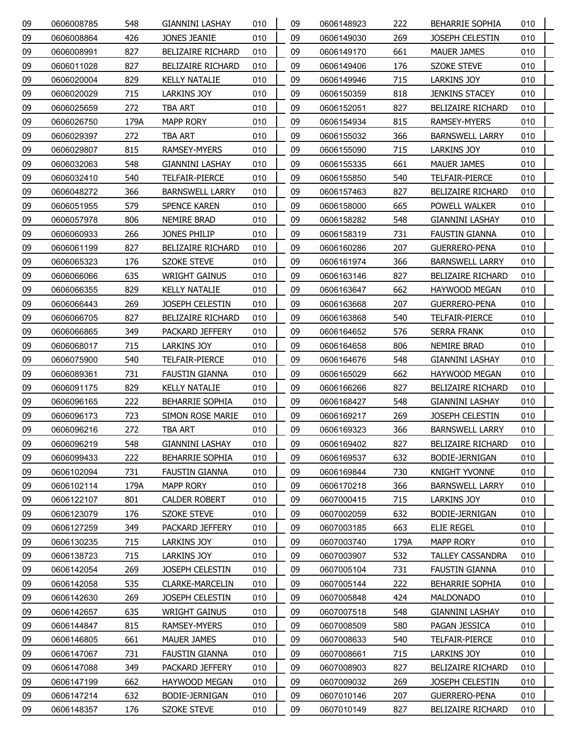| | | | | |
|---|---|---|---|---|
| 09 | 0606008785 | 548 | GIANNINI LASHAY | 010 |
| 09 | 0606008864 | 426 | JONES JEANIE | 010 |
| 09 | 0606008991 | 827 | BELIZAIRE RICHARD | 010 |
| 09 | 0606011028 | 827 | BELIZAIRE RICHARD | 010 |
| 09 | 0606020004 | 829 | KELLY NATALIE | 010 |
| 09 | 0606020029 | 715 | LARKINS JOY | 010 |
| 09 | 0606025659 | 272 | TBA ART | 010 |
| 09 | 0606026750 | 179A | MAPP RORY | 010 |
| 09 | 0606029397 | 272 | TBA ART | 010 |
| 09 | 0606029807 | 815 | RAMSEY-MYERS | 010 |
| 09 | 0606032063 | 548 | GIANNINI LASHAY | 010 |
| 09 | 0606032410 | 540 | TELFAIR-PIERCE | 010 |
| 09 | 0606048272 | 366 | BARNSWELL LARRY | 010 |
| 09 | 0606051955 | 579 | SPENCE KAREN | 010 |
| 09 | 0606057978 | 806 | NEMIRE BRAD | 010 |
| 09 | 0606060933 | 266 | JONES PHILIP | 010 |
| 09 | 0606061199 | 827 | BELIZAIRE RICHARD | 010 |
| 09 | 0606065323 | 176 | SZOKE STEVE | 010 |
| 09 | 0606066066 | 635 | WRIGHT GAINUS | 010 |
| 09 | 0606066355 | 829 | KELLY NATALIE | 010 |
| 09 | 0606066443 | 269 | JOSEPH CELESTIN | 010 |
| 09 | 0606066705 | 827 | BELIZAIRE RICHARD | 010 |
| 09 | 0606066865 | 349 | PACKARD JEFFERY | 010 |
| 09 | 0606068017 | 715 | LARKINS JOY | 010 |
| 09 | 0606075900 | 540 | TELFAIR-PIERCE | 010 |
| 09 | 0606089361 | 731 | FAUSTIN GIANNA | 010 |
| 09 | 0606091175 | 829 | KELLY NATALIE | 010 |
| 09 | 0606096165 | 222 | BEHARRIE SOPHIA | 010 |
| 09 | 0606096173 | 723 | SIMON ROSE MARIE | 010 |
| 09 | 0606096216 | 272 | TBA ART | 010 |
| 09 | 0606096219 | 548 | GIANNINI LASHAY | 010 |
| 09 | 0606099433 | 222 | BEHARRIE SOPHIA | 010 |
| 09 | 0606102094 | 731 | FAUSTIN GIANNA | 010 |
| 09 | 0606102114 | 179A | MAPP RORY | 010 |
| 09 | 0606122107 | 801 | CALDER ROBERT | 010 |
| 09 | 0606123079 | 176 | SZOKE STEVE | 010 |
| 09 | 0606127259 | 349 | PACKARD JEFFERY | 010 |
| 09 | 0606130235 | 715 | LARKINS JOY | 010 |
| 09 | 0606138723 | 715 | LARKINS JOY | 010 |
| 09 | 0606142054 | 269 | JOSEPH CELESTIN | 010 |
| 09 | 0606142058 | 535 | CLARKE-MARCELIN | 010 |
| 09 | 0606142630 | 269 | JOSEPH CELESTIN | 010 |
| 09 | 0606142657 | 635 | WRIGHT GAINUS | 010 |
| 09 | 0606144847 | 815 | RAMSEY-MYERS | 010 |
| 09 | 0606146805 | 661 | MAUER JAMES | 010 |
| 09 | 0606147067 | 731 | FAUSTIN GIANNA | 010 |
| 09 | 0606147088 | 349 | PACKARD JEFFERY | 010 |
| 09 | 0606147199 | 662 | HAYWOOD MEGAN | 010 |
| 09 | 0606147214 | 632 | BODIE-JERNIGAN | 010 |
| 09 | 0606148357 | 176 | SZOKE STEVE | 010 |
| 09 | 0606148923 | 222 | BEHARRIE SOPHIA | 010 |
| 09 | 0606149030 | 269 | JOSEPH CELESTIN | 010 |
| 09 | 0606149170 | 661 | MAUER JAMES | 010 |
| 09 | 0606149406 | 176 | SZOKE STEVE | 010 |
| 09 | 0606149946 | 715 | LARKINS JOY | 010 |
| 09 | 0606150359 | 818 | JENKINS STACEY | 010 |
| 09 | 0606152051 | 827 | BELIZAIRE RICHARD | 010 |
| 09 | 0606154934 | 815 | RAMSEY-MYERS | 010 |
| 09 | 0606155032 | 366 | BARNSWELL LARRY | 010 |
| 09 | 0606155090 | 715 | LARKINS JOY | 010 |
| 09 | 0606155335 | 661 | MAUER JAMES | 010 |
| 09 | 0606155850 | 540 | TELFAIR-PIERCE | 010 |
| 09 | 0606157463 | 827 | BELIZAIRE RICHARD | 010 |
| 09 | 0606158000 | 665 | POWELL WALKER | 010 |
| 09 | 0606158282 | 548 | GIANNINI LASHAY | 010 |
| 09 | 0606158319 | 731 | FAUSTIN GIANNA | 010 |
| 09 | 0606160286 | 207 | GUERRERO-PENA | 010 |
| 09 | 0606161974 | 366 | BARNSWELL LARRY | 010 |
| 09 | 0606163146 | 827 | BELIZAIRE RICHARD | 010 |
| 09 | 0606163647 | 662 | HAYWOOD MEGAN | 010 |
| 09 | 0606163668 | 207 | GUERRERO-PENA | 010 |
| 09 | 0606163868 | 540 | TELFAIR-PIERCE | 010 |
| 09 | 0606164652 | 576 | SERRA FRANK | 010 |
| 09 | 0606164658 | 806 | NEMIRE BRAD | 010 |
| 09 | 0606164676 | 548 | GIANNINI LASHAY | 010 |
| 09 | 0606165029 | 662 | HAYWOOD MEGAN | 010 |
| 09 | 0606166266 | 827 | BELIZAIRE RICHARD | 010 |
| 09 | 0606168427 | 548 | GIANNINI LASHAY | 010 |
| 09 | 0606169217 | 269 | JOSEPH CELESTIN | 010 |
| 09 | 0606169323 | 366 | BARNSWELL LARRY | 010 |
| 09 | 0606169402 | 827 | BELIZAIRE RICHARD | 010 |
| 09 | 0606169537 | 632 | BODIE-JERNIGAN | 010 |
| 09 | 0606169844 | 730 | KNIGHT YVONNE | 010 |
| 09 | 0606170218 | 366 | BARNSWELL LARRY | 010 |
| 09 | 0607000415 | 715 | LARKINS JOY | 010 |
| 09 | 0607002059 | 632 | BODIE-JERNIGAN | 010 |
| 09 | 0607003185 | 663 | ELIE REGEL | 010 |
| 09 | 0607003740 | 179A | MAPP RORY | 010 |
| 09 | 0607003907 | 532 | TALLEY CASSANDRA | 010 |
| 09 | 0607005104 | 731 | FAUSTIN GIANNA | 010 |
| 09 | 0607005144 | 222 | BEHARRIE SOPHIA | 010 |
| 09 | 0607005848 | 424 | MALDONADO | 010 |
| 09 | 0607007518 | 548 | GIANNINI LASHAY | 010 |
| 09 | 0607008509 | 580 | PAGAN JESSICA | 010 |
| 09 | 0607008633 | 540 | TELFAIR-PIERCE | 010 |
| 09 | 0607008661 | 715 | LARKINS JOY | 010 |
| 09 | 0607008903 | 827 | BELIZAIRE RICHARD | 010 |
| 09 | 0607009032 | 269 | JOSEPH CELESTIN | 010 |
| 09 | 0607010146 | 207 | GUERRERO-PENA | 010 |
| 09 | 0607010149 | 827 | BELIZAIRE RICHARD | 010 |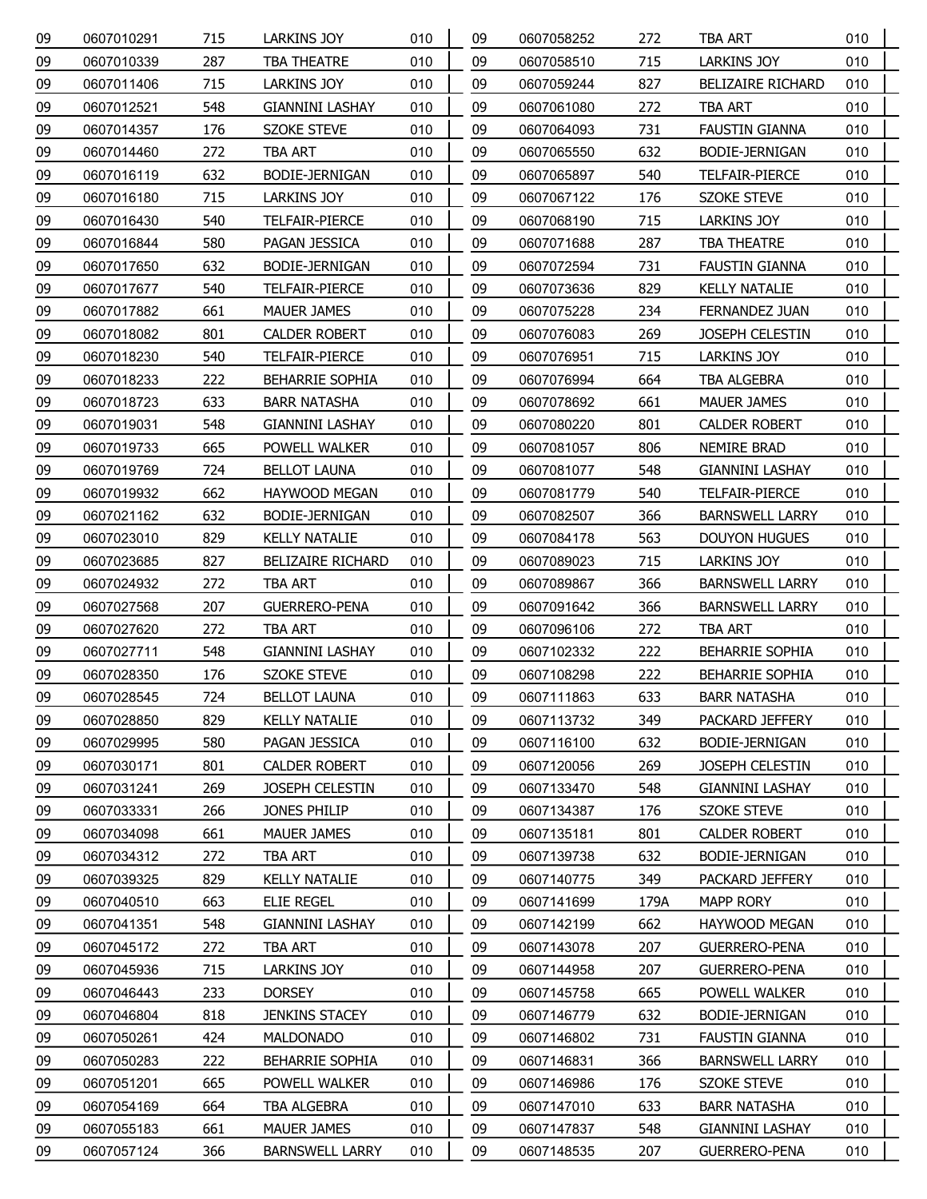| | | | | |
|---|---|---|---|---|
| 09 | 0607010291 | 715 | LARKINS JOY | 010 |
| 09 | 0607010339 | 287 | TBA THEATRE | 010 |
| 09 | 0607011406 | 715 | LARKINS JOY | 010 |
| 09 | 0607012521 | 548 | GIANNINI LASHAY | 010 |
| 09 | 0607014357 | 176 | SZOKE STEVE | 010 |
| 09 | 0607014460 | 272 | TBA ART | 010 |
| 09 | 0607016119 | 632 | BODIE-JERNIGAN | 010 |
| 09 | 0607016180 | 715 | LARKINS JOY | 010 |
| 09 | 0607016430 | 540 | TELFAIR-PIERCE | 010 |
| 09 | 0607016844 | 580 | PAGAN JESSICA | 010 |
| 09 | 0607017650 | 632 | BODIE-JERNIGAN | 010 |
| 09 | 0607017677 | 540 | TELFAIR-PIERCE | 010 |
| 09 | 0607017882 | 661 | MAUER JAMES | 010 |
| 09 | 0607018082 | 801 | CALDER ROBERT | 010 |
| 09 | 0607018230 | 540 | TELFAIR-PIERCE | 010 |
| 09 | 0607018233 | 222 | BEHARRIE SOPHIA | 010 |
| 09 | 0607018723 | 633 | BARR NATASHA | 010 |
| 09 | 0607019031 | 548 | GIANNINI LASHAY | 010 |
| 09 | 0607019733 | 665 | POWELL WALKER | 010 |
| 09 | 0607019769 | 724 | BELLOT LAUNA | 010 |
| 09 | 0607019932 | 662 | HAYWOOD MEGAN | 010 |
| 09 | 0607021162 | 632 | BODIE-JERNIGAN | 010 |
| 09 | 0607023010 | 829 | KELLY NATALIE | 010 |
| 09 | 0607023685 | 827 | BELIZAIRE RICHARD | 010 |
| 09 | 0607024932 | 272 | TBA ART | 010 |
| 09 | 0607027568 | 207 | GUERRERO-PENA | 010 |
| 09 | 0607027620 | 272 | TBA ART | 010 |
| 09 | 0607027711 | 548 | GIANNINI LASHAY | 010 |
| 09 | 0607028350 | 176 | SZOKE STEVE | 010 |
| 09 | 0607028545 | 724 | BELLOT LAUNA | 010 |
| 09 | 0607028850 | 829 | KELLY NATALIE | 010 |
| 09 | 0607029995 | 580 | PAGAN JESSICA | 010 |
| 09 | 0607030171 | 801 | CALDER ROBERT | 010 |
| 09 | 0607031241 | 269 | JOSEPH CELESTIN | 010 |
| 09 | 0607033331 | 266 | JONES PHILIP | 010 |
| 09 | 0607034098 | 661 | MAUER JAMES | 010 |
| 09 | 0607034312 | 272 | TBA ART | 010 |
| 09 | 0607039325 | 829 | KELLY NATALIE | 010 |
| 09 | 0607040510 | 663 | ELIE REGEL | 010 |
| 09 | 0607041351 | 548 | GIANNINI LASHAY | 010 |
| 09 | 0607045172 | 272 | TBA ART | 010 |
| 09 | 0607045936 | 715 | LARKINS JOY | 010 |
| 09 | 0607046443 | 233 | DORSEY | 010 |
| 09 | 0607046804 | 818 | JENKINS STACEY | 010 |
| 09 | 0607050261 | 424 | MALDONADO | 010 |
| 09 | 0607050283 | 222 | BEHARRIE SOPHIA | 010 |
| 09 | 0607051201 | 665 | POWELL WALKER | 010 |
| 09 | 0607054169 | 664 | TBA ALGEBRA | 010 |
| 09 | 0607055183 | 661 | MAUER JAMES | 010 |
| 09 | 0607057124 | 366 | BARNSWELL LARRY | 010 |
| 09 | 0607058252 | 272 | TBA ART | 010 |
| 09 | 0607058510 | 715 | LARKINS JOY | 010 |
| 09 | 0607059244 | 827 | BELIZAIRE RICHARD | 010 |
| 09 | 0607061080 | 272 | TBA ART | 010 |
| 09 | 0607064093 | 731 | FAUSTIN GIANNA | 010 |
| 09 | 0607065550 | 632 | BODIE-JERNIGAN | 010 |
| 09 | 0607065897 | 540 | TELFAIR-PIERCE | 010 |
| 09 | 0607067122 | 176 | SZOKE STEVE | 010 |
| 09 | 0607068190 | 715 | LARKINS JOY | 010 |
| 09 | 0607071688 | 287 | TBA THEATRE | 010 |
| 09 | 0607072594 | 731 | FAUSTIN GIANNA | 010 |
| 09 | 0607073636 | 829 | KELLY NATALIE | 010 |
| 09 | 0607075228 | 234 | FERNANDEZ JUAN | 010 |
| 09 | 0607076083 | 269 | JOSEPH CELESTIN | 010 |
| 09 | 0607076951 | 715 | LARKINS JOY | 010 |
| 09 | 0607076994 | 664 | TBA ALGEBRA | 010 |
| 09 | 0607078692 | 661 | MAUER JAMES | 010 |
| 09 | 0607080220 | 801 | CALDER ROBERT | 010 |
| 09 | 0607081057 | 806 | NEMIRE BRAD | 010 |
| 09 | 0607081077 | 548 | GIANNINI LASHAY | 010 |
| 09 | 0607081779 | 540 | TELFAIR-PIERCE | 010 |
| 09 | 0607082507 | 366 | BARNSWELL LARRY | 010 |
| 09 | 0607084178 | 563 | DOUYON HUGUES | 010 |
| 09 | 0607089023 | 715 | LARKINS JOY | 010 |
| 09 | 0607089867 | 366 | BARNSWELL LARRY | 010 |
| 09 | 0607091642 | 366 | BARNSWELL LARRY | 010 |
| 09 | 0607096106 | 272 | TBA ART | 010 |
| 09 | 0607102332 | 222 | BEHARRIE SOPHIA | 010 |
| 09 | 0607108298 | 222 | BEHARRIE SOPHIA | 010 |
| 09 | 0607111863 | 633 | BARR NATASHA | 010 |
| 09 | 0607113732 | 349 | PACKARD JEFFERY | 010 |
| 09 | 0607116100 | 632 | BODIE-JERNIGAN | 010 |
| 09 | 0607120056 | 269 | JOSEPH CELESTIN | 010 |
| 09 | 0607133470 | 548 | GIANNINI LASHAY | 010 |
| 09 | 0607134387 | 176 | SZOKE STEVE | 010 |
| 09 | 0607135181 | 801 | CALDER ROBERT | 010 |
| 09 | 0607139738 | 632 | BODIE-JERNIGAN | 010 |
| 09 | 0607140775 | 349 | PACKARD JEFFERY | 010 |
| 09 | 0607141699 | 179A | MAPP RORY | 010 |
| 09 | 0607142199 | 662 | HAYWOOD MEGAN | 010 |
| 09 | 0607143078 | 207 | GUERRERO-PENA | 010 |
| 09 | 0607144958 | 207 | GUERRERO-PENA | 010 |
| 09 | 0607145758 | 665 | POWELL WALKER | 010 |
| 09 | 0607146779 | 632 | BODIE-JERNIGAN | 010 |
| 09 | 0607146802 | 731 | FAUSTIN GIANNA | 010 |
| 09 | 0607146831 | 366 | BARNSWELL LARRY | 010 |
| 09 | 0607146986 | 176 | SZOKE STEVE | 010 |
| 09 | 0607147010 | 633 | BARR NATASHA | 010 |
| 09 | 0607147837 | 548 | GIANNINI LASHAY | 010 |
| 09 | 0607148535 | 207 | GUERRERO-PENA | 010 |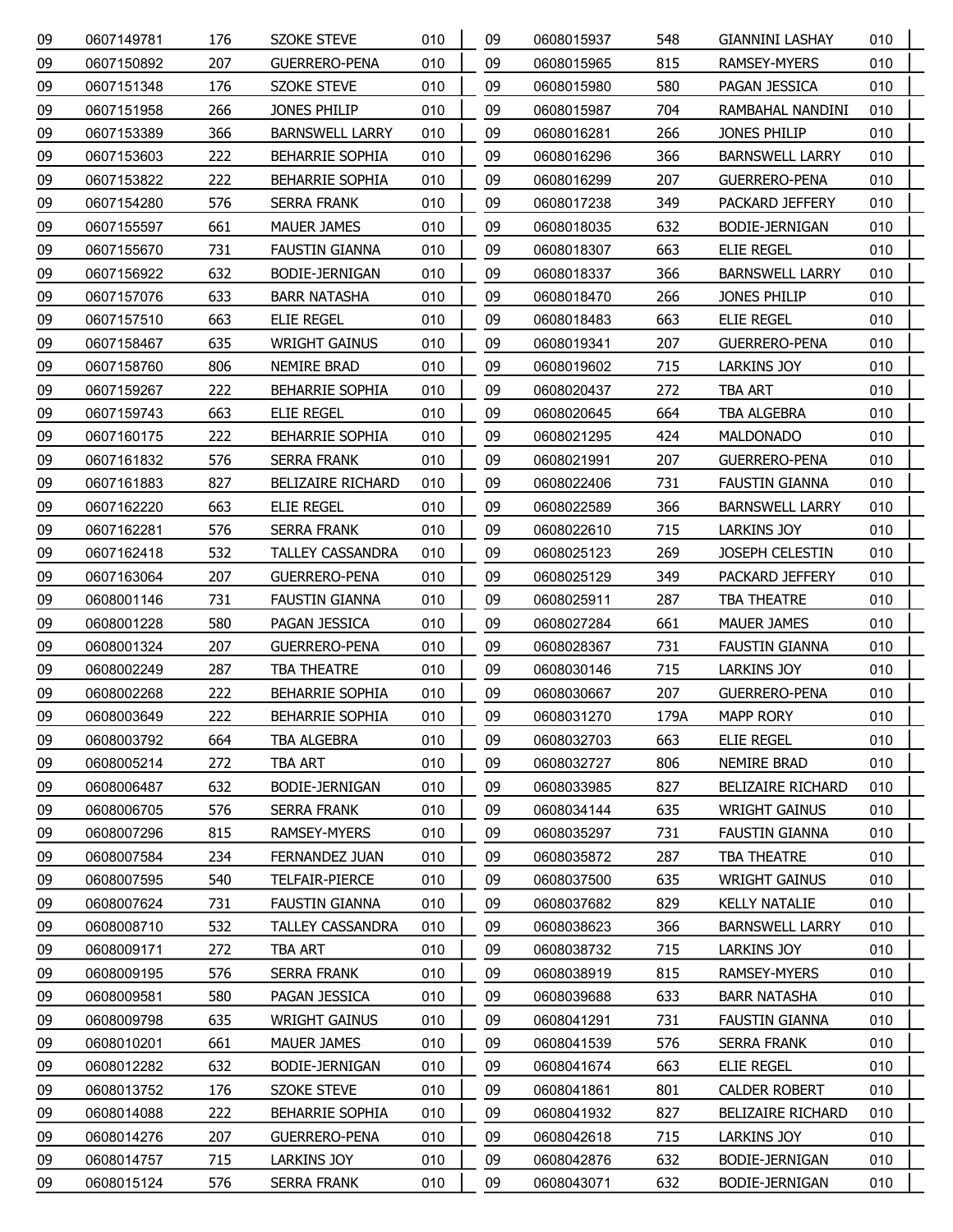| | | | | |
|---|---|---|---|---|
| 09 | 0607149781 | 176 | SZOKE STEVE | 010 |
| 09 | 0607150892 | 207 | GUERRERO-PENA | 010 |
| 09 | 0607151348 | 176 | SZOKE STEVE | 010 |
| 09 | 0607151958 | 266 | JONES PHILIP | 010 |
| 09 | 0607153389 | 366 | BARNSWELL LARRY | 010 |
| 09 | 0607153603 | 222 | BEHARRIE SOPHIA | 010 |
| 09 | 0607153822 | 222 | BEHARRIE SOPHIA | 010 |
| 09 | 0607154280 | 576 | SERRA FRANK | 010 |
| 09 | 0607155597 | 661 | MAUER JAMES | 010 |
| 09 | 0607155670 | 731 | FAUSTIN GIANNA | 010 |
| 09 | 0607156922 | 632 | BODIE-JERNIGAN | 010 |
| 09 | 0607157076 | 633 | BARR NATASHA | 010 |
| 09 | 0607157510 | 663 | ELIE REGEL | 010 |
| 09 | 0607158467 | 635 | WRIGHT GAINUS | 010 |
| 09 | 0607158760 | 806 | NEMIRE BRAD | 010 |
| 09 | 0607159267 | 222 | BEHARRIE SOPHIA | 010 |
| 09 | 0607159743 | 663 | ELIE REGEL | 010 |
| 09 | 0607160175 | 222 | BEHARRIE SOPHIA | 010 |
| 09 | 0607161832 | 576 | SERRA FRANK | 010 |
| 09 | 0607161883 | 827 | BELIZAIRE RICHARD | 010 |
| 09 | 0607162220 | 663 | ELIE REGEL | 010 |
| 09 | 0607162281 | 576 | SERRA FRANK | 010 |
| 09 | 0607162418 | 532 | TALLEY CASSANDRA | 010 |
| 09 | 0607163064 | 207 | GUERRERO-PENA | 010 |
| 09 | 0608001146 | 731 | FAUSTIN GIANNA | 010 |
| 09 | 0608001228 | 580 | PAGAN JESSICA | 010 |
| 09 | 0608001324 | 207 | GUERRERO-PENA | 010 |
| 09 | 0608002249 | 287 | TBA THEATRE | 010 |
| 09 | 0608002268 | 222 | BEHARRIE SOPHIA | 010 |
| 09 | 0608003649 | 222 | BEHARRIE SOPHIA | 010 |
| 09 | 0608003792 | 664 | TBA ALGEBRA | 010 |
| 09 | 0608005214 | 272 | TBA ART | 010 |
| 09 | 0608006487 | 632 | BODIE-JERNIGAN | 010 |
| 09 | 0608006705 | 576 | SERRA FRANK | 010 |
| 09 | 0608007296 | 815 | RAMSEY-MYERS | 010 |
| 09 | 0608007584 | 234 | FERNANDEZ JUAN | 010 |
| 09 | 0608007595 | 540 | TELFAIR-PIERCE | 010 |
| 09 | 0608007624 | 731 | FAUSTIN GIANNA | 010 |
| 09 | 0608008710 | 532 | TALLEY CASSANDRA | 010 |
| 09 | 0608009171 | 272 | TBA ART | 010 |
| 09 | 0608009195 | 576 | SERRA FRANK | 010 |
| 09 | 0608009581 | 580 | PAGAN JESSICA | 010 |
| 09 | 0608009798 | 635 | WRIGHT GAINUS | 010 |
| 09 | 0608010201 | 661 | MAUER JAMES | 010 |
| 09 | 0608012282 | 632 | BODIE-JERNIGAN | 010 |
| 09 | 0608013752 | 176 | SZOKE STEVE | 010 |
| 09 | 0608014088 | 222 | BEHARRIE SOPHIA | 010 |
| 09 | 0608014276 | 207 | GUERRERO-PENA | 010 |
| 09 | 0608014757 | 715 | LARKINS JOY | 010 |
| 09 | 0608015124 | 576 | SERRA FRANK | 010 |
| 09 | 0608015937 | 548 | GIANNINI LASHAY | 010 |
| 09 | 0608015965 | 815 | RAMSEY-MYERS | 010 |
| 09 | 0608015980 | 580 | PAGAN JESSICA | 010 |
| 09 | 0608015987 | 704 | RAMBAHAL NANDINI | 010 |
| 09 | 0608016281 | 266 | JONES PHILIP | 010 |
| 09 | 0608016296 | 366 | BARNSWELL LARRY | 010 |
| 09 | 0608016299 | 207 | GUERRERO-PENA | 010 |
| 09 | 0608017238 | 349 | PACKARD JEFFERY | 010 |
| 09 | 0608018035 | 632 | BODIE-JERNIGAN | 010 |
| 09 | 0608018307 | 663 | ELIE REGEL | 010 |
| 09 | 0608018337 | 366 | BARNSWELL LARRY | 010 |
| 09 | 0608018470 | 266 | JONES PHILIP | 010 |
| 09 | 0608018483 | 663 | ELIE REGEL | 010 |
| 09 | 0608019341 | 207 | GUERRERO-PENA | 010 |
| 09 | 0608019602 | 715 | LARKINS JOY | 010 |
| 09 | 0608020437 | 272 | TBA ART | 010 |
| 09 | 0608020645 | 664 | TBA ALGEBRA | 010 |
| 09 | 0608021295 | 424 | MALDONADO | 010 |
| 09 | 0608021991 | 207 | GUERRERO-PENA | 010 |
| 09 | 0608022406 | 731 | FAUSTIN GIANNA | 010 |
| 09 | 0608022589 | 366 | BARNSWELL LARRY | 010 |
| 09 | 0608022610 | 715 | LARKINS JOY | 010 |
| 09 | 0608025123 | 269 | JOSEPH CELESTIN | 010 |
| 09 | 0608025129 | 349 | PACKARD JEFFERY | 010 |
| 09 | 0608025911 | 287 | TBA THEATRE | 010 |
| 09 | 0608027284 | 661 | MAUER JAMES | 010 |
| 09 | 0608028367 | 731 | FAUSTIN GIANNA | 010 |
| 09 | 0608030146 | 715 | LARKINS JOY | 010 |
| 09 | 0608030667 | 207 | GUERRERO-PENA | 010 |
| 09 | 0608031270 | 179A | MAPP RORY | 010 |
| 09 | 0608032703 | 663 | ELIE REGEL | 010 |
| 09 | 0608032727 | 806 | NEMIRE BRAD | 010 |
| 09 | 0608033985 | 827 | BELIZAIRE RICHARD | 010 |
| 09 | 0608034144 | 635 | WRIGHT GAINUS | 010 |
| 09 | 0608035297 | 731 | FAUSTIN GIANNA | 010 |
| 09 | 0608035872 | 287 | TBA THEATRE | 010 |
| 09 | 0608037500 | 635 | WRIGHT GAINUS | 010 |
| 09 | 0608037682 | 829 | KELLY NATALIE | 010 |
| 09 | 0608038623 | 366 | BARNSWELL LARRY | 010 |
| 09 | 0608038732 | 715 | LARKINS JOY | 010 |
| 09 | 0608038919 | 815 | RAMSEY-MYERS | 010 |
| 09 | 0608039688 | 633 | BARR NATASHA | 010 |
| 09 | 0608041291 | 731 | FAUSTIN GIANNA | 010 |
| 09 | 0608041539 | 576 | SERRA FRANK | 010 |
| 09 | 0608041674 | 663 | ELIE REGEL | 010 |
| 09 | 0608041861 | 801 | CALDER ROBERT | 010 |
| 09 | 0608041932 | 827 | BELIZAIRE RICHARD | 010 |
| 09 | 0608042618 | 715 | LARKINS JOY | 010 |
| 09 | 0608042876 | 632 | BODIE-JERNIGAN | 010 |
| 09 | 0608043071 | 632 | BODIE-JERNIGAN | 010 |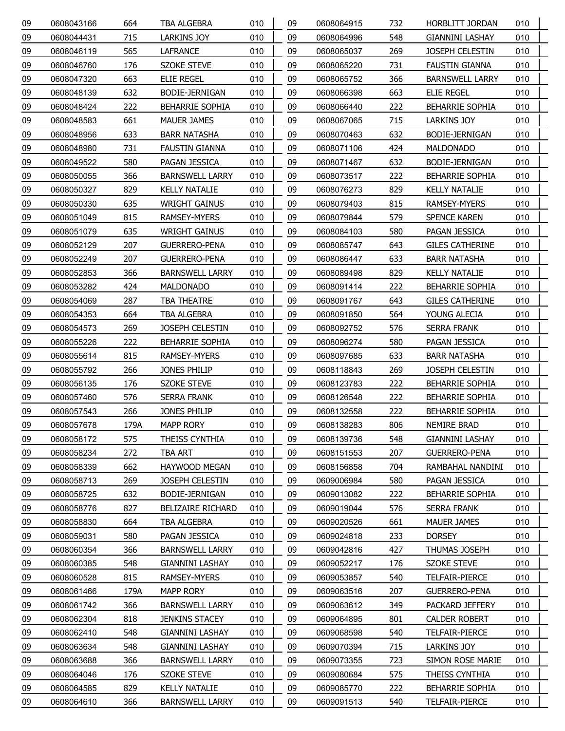| | | | | |
|---|---|---|---|---|
| 09 | 0608043166 | 664 | TBA ALGEBRA | 010 |
| 09 | 0608044431 | 715 | LARKINS JOY | 010 |
| 09 | 0608046119 | 565 | LAFRANCE | 010 |
| 09 | 0608046760 | 176 | SZOKE STEVE | 010 |
| 09 | 0608047320 | 663 | ELIE REGEL | 010 |
| 09 | 0608048139 | 632 | BODIE-JERNIGAN | 010 |
| 09 | 0608048424 | 222 | BEHARRIE SOPHIA | 010 |
| 09 | 0608048583 | 661 | MAUER JAMES | 010 |
| 09 | 0608048956 | 633 | BARR NATASHA | 010 |
| 09 | 0608048980 | 731 | FAUSTIN GIANNA | 010 |
| 09 | 0608049522 | 580 | PAGAN JESSICA | 010 |
| 09 | 0608050055 | 366 | BARNSWELL LARRY | 010 |
| 09 | 0608050327 | 829 | KELLY NATALIE | 010 |
| 09 | 0608050330 | 635 | WRIGHT GAINUS | 010 |
| 09 | 0608051049 | 815 | RAMSEY-MYERS | 010 |
| 09 | 0608051079 | 635 | WRIGHT GAINUS | 010 |
| 09 | 0608052129 | 207 | GUERRERO-PENA | 010 |
| 09 | 0608052249 | 207 | GUERRERO-PENA | 010 |
| 09 | 0608052853 | 366 | BARNSWELL LARRY | 010 |
| 09 | 0608053282 | 424 | MALDONADO | 010 |
| 09 | 0608054069 | 287 | TBA THEATRE | 010 |
| 09 | 0608054353 | 664 | TBA ALGEBRA | 010 |
| 09 | 0608054573 | 269 | JOSEPH CELESTIN | 010 |
| 09 | 0608055226 | 222 | BEHARRIE SOPHIA | 010 |
| 09 | 0608055614 | 815 | RAMSEY-MYERS | 010 |
| 09 | 0608055792 | 266 | JONES PHILIP | 010 |
| 09 | 0608056135 | 176 | SZOKE STEVE | 010 |
| 09 | 0608057460 | 576 | SERRA FRANK | 010 |
| 09 | 0608057543 | 266 | JONES PHILIP | 010 |
| 09 | 0608057678 | 179A | MAPP RORY | 010 |
| 09 | 0608058172 | 575 | THEISS CYNTHIA | 010 |
| 09 | 0608058234 | 272 | TBA ART | 010 |
| 09 | 0608058339 | 662 | HAYWOOD MEGAN | 010 |
| 09 | 0608058713 | 269 | JOSEPH CELESTIN | 010 |
| 09 | 0608058725 | 632 | BODIE-JERNIGAN | 010 |
| 09 | 0608058776 | 827 | BELIZAIRE RICHARD | 010 |
| 09 | 0608058830 | 664 | TBA ALGEBRA | 010 |
| 09 | 0608059031 | 580 | PAGAN JESSICA | 010 |
| 09 | 0608060354 | 366 | BARNSWELL LARRY | 010 |
| 09 | 0608060385 | 548 | GIANNINI LASHAY | 010 |
| 09 | 0608060528 | 815 | RAMSEY-MYERS | 010 |
| 09 | 0608061466 | 179A | MAPP RORY | 010 |
| 09 | 0608061742 | 366 | BARNSWELL LARRY | 010 |
| 09 | 0608062304 | 818 | JENKINS STACEY | 010 |
| 09 | 0608062410 | 548 | GIANNINI LASHAY | 010 |
| 09 | 0608063634 | 548 | GIANNINI LASHAY | 010 |
| 09 | 0608063688 | 366 | BARNSWELL LARRY | 010 |
| 09 | 0608064046 | 176 | SZOKE STEVE | 010 |
| 09 | 0608064585 | 829 | KELLY NATALIE | 010 |
| 09 | 0608064610 | 366 | BARNSWELL LARRY | 010 |
| 09 | 0608064915 | 732 | HORBLITT JORDAN | 010 |
| 09 | 0608064996 | 548 | GIANNINI LASHAY | 010 |
| 09 | 0608065037 | 269 | JOSEPH CELESTIN | 010 |
| 09 | 0608065220 | 731 | FAUSTIN GIANNA | 010 |
| 09 | 0608065752 | 366 | BARNSWELL LARRY | 010 |
| 09 | 0608066398 | 663 | ELIE REGEL | 010 |
| 09 | 0608066440 | 222 | BEHARRIE SOPHIA | 010 |
| 09 | 0608067065 | 715 | LARKINS JOY | 010 |
| 09 | 0608070463 | 632 | BODIE-JERNIGAN | 010 |
| 09 | 0608071106 | 424 | MALDONADO | 010 |
| 09 | 0608071467 | 632 | BODIE-JERNIGAN | 010 |
| 09 | 0608073517 | 222 | BEHARRIE SOPHIA | 010 |
| 09 | 0608076273 | 829 | KELLY NATALIE | 010 |
| 09 | 0608079403 | 815 | RAMSEY-MYERS | 010 |
| 09 | 0608079844 | 579 | SPENCE KAREN | 010 |
| 09 | 0608084103 | 580 | PAGAN JESSICA | 010 |
| 09 | 0608085747 | 643 | GILES CATHERINE | 010 |
| 09 | 0608086447 | 633 | BARR NATASHA | 010 |
| 09 | 0608089498 | 829 | KELLY NATALIE | 010 |
| 09 | 0608091414 | 222 | BEHARRIE SOPHIA | 010 |
| 09 | 0608091767 | 643 | GILES CATHERINE | 010 |
| 09 | 0608091850 | 564 | YOUNG ALECIA | 010 |
| 09 | 0608092752 | 576 | SERRA FRANK | 010 |
| 09 | 0608096274 | 580 | PAGAN JESSICA | 010 |
| 09 | 0608097685 | 633 | BARR NATASHA | 010 |
| 09 | 0608118843 | 269 | JOSEPH CELESTIN | 010 |
| 09 | 0608123783 | 222 | BEHARRIE SOPHIA | 010 |
| 09 | 0608126548 | 222 | BEHARRIE SOPHIA | 010 |
| 09 | 0608132558 | 222 | BEHARRIE SOPHIA | 010 |
| 09 | 0608138283 | 806 | NEMIRE BRAD | 010 |
| 09 | 0608139736 | 548 | GIANNINI LASHAY | 010 |
| 09 | 0608151553 | 207 | GUERRERO-PENA | 010 |
| 09 | 0608156858 | 704 | RAMBAHAL NANDINI | 010 |
| 09 | 0609006984 | 580 | PAGAN JESSICA | 010 |
| 09 | 0609013082 | 222 | BEHARRIE SOPHIA | 010 |
| 09 | 0609019044 | 576 | SERRA FRANK | 010 |
| 09 | 0609020526 | 661 | MAUER JAMES | 010 |
| 09 | 0609024818 | 233 | DORSEY | 010 |
| 09 | 0609042816 | 427 | THUMAS JOSEPH | 010 |
| 09 | 0609052217 | 176 | SZOKE STEVE | 010 |
| 09 | 0609053857 | 540 | TELFAIR-PIERCE | 010 |
| 09 | 0609063516 | 207 | GUERRERO-PENA | 010 |
| 09 | 0609063612 | 349 | PACKARD JEFFERY | 010 |
| 09 | 0609064895 | 801 | CALDER ROBERT | 010 |
| 09 | 0609068598 | 540 | TELFAIR-PIERCE | 010 |
| 09 | 0609070394 | 715 | LARKINS JOY | 010 |
| 09 | 0609073355 | 723 | SIMON ROSE MARIE | 010 |
| 09 | 0609080684 | 575 | THEISS CYNTHIA | 010 |
| 09 | 0609085770 | 222 | BEHARRIE SOPHIA | 010 |
| 09 | 0609091513 | 540 | TELFAIR-PIERCE | 010 |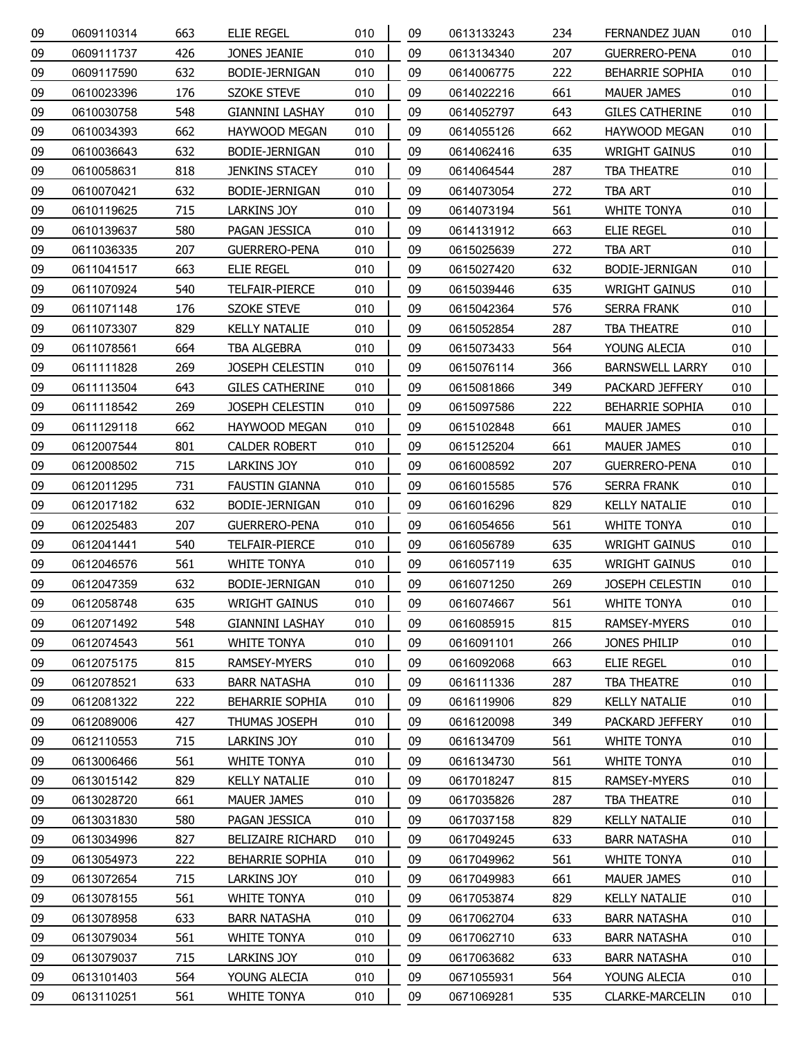| | | | | |
|---|---|---|---|---|
| 09 | 0609110314 | 663 | ELIE REGEL | 010 |
| 09 | 0609111737 | 426 | JONES JEANIE | 010 |
| 09 | 0609117590 | 632 | BODIE-JERNIGAN | 010 |
| 09 | 0610023396 | 176 | SZOKE STEVE | 010 |
| 09 | 0610030758 | 548 | GIANNINI LASHAY | 010 |
| 09 | 0610034393 | 662 | HAYWOOD MEGAN | 010 |
| 09 | 0610036643 | 632 | BODIE-JERNIGAN | 010 |
| 09 | 0610058631 | 818 | JENKINS STACEY | 010 |
| 09 | 0610070421 | 632 | BODIE-JERNIGAN | 010 |
| 09 | 0610119625 | 715 | LARKINS JOY | 010 |
| 09 | 0610139637 | 580 | PAGAN JESSICA | 010 |
| 09 | 0611036335 | 207 | GUERRERO-PENA | 010 |
| 09 | 0611041517 | 663 | ELIE REGEL | 010 |
| 09 | 0611070924 | 540 | TELFAIR-PIERCE | 010 |
| 09 | 0611071148 | 176 | SZOKE STEVE | 010 |
| 09 | 0611073307 | 829 | KELLY NATALIE | 010 |
| 09 | 0611078561 | 664 | TBA ALGEBRA | 010 |
| 09 | 0611111828 | 269 | JOSEPH CELESTIN | 010 |
| 09 | 0611113504 | 643 | GILES CATHERINE | 010 |
| 09 | 0611118542 | 269 | JOSEPH CELESTIN | 010 |
| 09 | 0611129118 | 662 | HAYWOOD MEGAN | 010 |
| 09 | 0612007544 | 801 | CALDER ROBERT | 010 |
| 09 | 0612008502 | 715 | LARKINS JOY | 010 |
| 09 | 0612011295 | 731 | FAUSTIN GIANNA | 010 |
| 09 | 0612017182 | 632 | BODIE-JERNIGAN | 010 |
| 09 | 0612025483 | 207 | GUERRERO-PENA | 010 |
| 09 | 0612041441 | 540 | TELFAIR-PIERCE | 010 |
| 09 | 0612046576 | 561 | WHITE TONYA | 010 |
| 09 | 0612047359 | 632 | BODIE-JERNIGAN | 010 |
| 09 | 0612058748 | 635 | WRIGHT GAINUS | 010 |
| 09 | 0612071492 | 548 | GIANNINI LASHAY | 010 |
| 09 | 0612074543 | 561 | WHITE TONYA | 010 |
| 09 | 0612075175 | 815 | RAMSEY-MYERS | 010 |
| 09 | 0612078521 | 633 | BARR NATASHA | 010 |
| 09 | 0612081322 | 222 | BEHARRIE SOPHIA | 010 |
| 09 | 0612089006 | 427 | THUMAS JOSEPH | 010 |
| 09 | 0612110553 | 715 | LARKINS JOY | 010 |
| 09 | 0613006466 | 561 | WHITE TONYA | 010 |
| 09 | 0613015142 | 829 | KELLY NATALIE | 010 |
| 09 | 0613028720 | 661 | MAUER JAMES | 010 |
| 09 | 0613031830 | 580 | PAGAN JESSICA | 010 |
| 09 | 0613034996 | 827 | BELIZAIRE RICHARD | 010 |
| 09 | 0613054973 | 222 | BEHARRIE SOPHIA | 010 |
| 09 | 0613072654 | 715 | LARKINS JOY | 010 |
| 09 | 0613078155 | 561 | WHITE TONYA | 010 |
| 09 | 0613078958 | 633 | BARR NATASHA | 010 |
| 09 | 0613079034 | 561 | WHITE TONYA | 010 |
| 09 | 0613079037 | 715 | LARKINS JOY | 010 |
| 09 | 0613101403 | 564 | YOUNG ALECIA | 010 |
| 09 | 0613110251 | 561 | WHITE TONYA | 010 |
| 09 | 0613133243 | 234 | FERNANDEZ JUAN | 010 |
| 09 | 0613134340 | 207 | GUERRERO-PENA | 010 |
| 09 | 0614006775 | 222 | BEHARRIE SOPHIA | 010 |
| 09 | 0614022216 | 661 | MAUER JAMES | 010 |
| 09 | 0614052797 | 643 | GILES CATHERINE | 010 |
| 09 | 0614055126 | 662 | HAYWOOD MEGAN | 010 |
| 09 | 0614062416 | 635 | WRIGHT GAINUS | 010 |
| 09 | 0614064544 | 287 | TBA THEATRE | 010 |
| 09 | 0614073054 | 272 | TBA ART | 010 |
| 09 | 0614073194 | 561 | WHITE TONYA | 010 |
| 09 | 0614131912 | 663 | ELIE REGEL | 010 |
| 09 | 0615025639 | 272 | TBA ART | 010 |
| 09 | 0615027420 | 632 | BODIE-JERNIGAN | 010 |
| 09 | 0615039446 | 635 | WRIGHT GAINUS | 010 |
| 09 | 0615042364 | 576 | SERRA FRANK | 010 |
| 09 | 0615052854 | 287 | TBA THEATRE | 010 |
| 09 | 0615073433 | 564 | YOUNG ALECIA | 010 |
| 09 | 0615076114 | 366 | BARNSWELL LARRY | 010 |
| 09 | 0615081866 | 349 | PACKARD JEFFERY | 010 |
| 09 | 0615097586 | 222 | BEHARRIE SOPHIA | 010 |
| 09 | 0615102848 | 661 | MAUER JAMES | 010 |
| 09 | 0615125204 | 661 | MAUER JAMES | 010 |
| 09 | 0616008592 | 207 | GUERRERO-PENA | 010 |
| 09 | 0616015585 | 576 | SERRA FRANK | 010 |
| 09 | 0616016296 | 829 | KELLY NATALIE | 010 |
| 09 | 0616054656 | 561 | WHITE TONYA | 010 |
| 09 | 0616056789 | 635 | WRIGHT GAINUS | 010 |
| 09 | 0616057119 | 635 | WRIGHT GAINUS | 010 |
| 09 | 0616071250 | 269 | JOSEPH CELESTIN | 010 |
| 09 | 0616074667 | 561 | WHITE TONYA | 010 |
| 09 | 0616085915 | 815 | RAMSEY-MYERS | 010 |
| 09 | 0616091101 | 266 | JONES PHILIP | 010 |
| 09 | 0616092068 | 663 | ELIE REGEL | 010 |
| 09 | 0616111336 | 287 | TBA THEATRE | 010 |
| 09 | 0616119906 | 829 | KELLY NATALIE | 010 |
| 09 | 0616120098 | 349 | PACKARD JEFFERY | 010 |
| 09 | 0616134709 | 561 | WHITE TONYA | 010 |
| 09 | 0616134730 | 561 | WHITE TONYA | 010 |
| 09 | 0617018247 | 815 | RAMSEY-MYERS | 010 |
| 09 | 0617035826 | 287 | TBA THEATRE | 010 |
| 09 | 0617037158 | 829 | KELLY NATALIE | 010 |
| 09 | 0617049245 | 633 | BARR NATASHA | 010 |
| 09 | 0617049962 | 561 | WHITE TONYA | 010 |
| 09 | 0617049983 | 661 | MAUER JAMES | 010 |
| 09 | 0617053874 | 829 | KELLY NATALIE | 010 |
| 09 | 0617062704 | 633 | BARR NATASHA | 010 |
| 09 | 0617062710 | 633 | BARR NATASHA | 010 |
| 09 | 0617063682 | 633 | BARR NATASHA | 010 |
| 09 | 0671055931 | 564 | YOUNG ALECIA | 010 |
| 09 | 0671069281 | 535 | CLARKE-MARCELIN | 010 |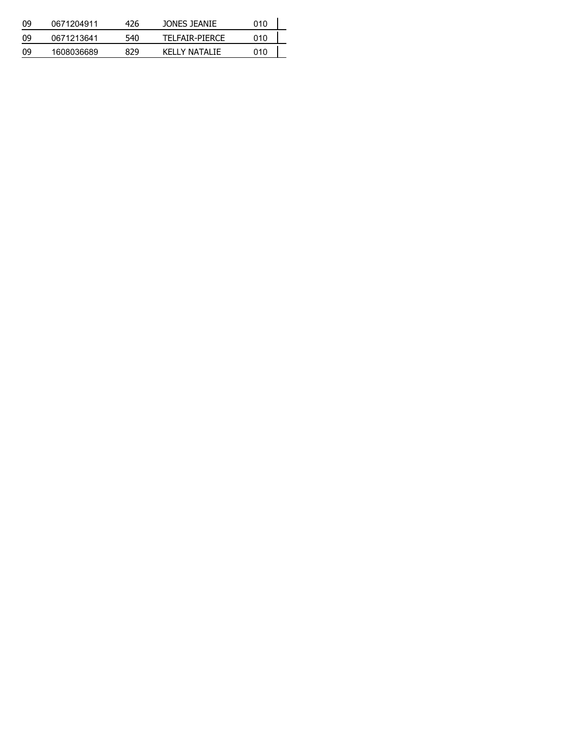| | | | | | |
|---|---|---|---|---|---|
| 09 | 0671204911 | 426 | JONES JEANIE | 010 | |
| 09 | 0671213641 | 540 | TELFAIR-PIERCE | 010 | |
| 09 | 1608036689 | 829 | KELLY NATALIE | 010 | |